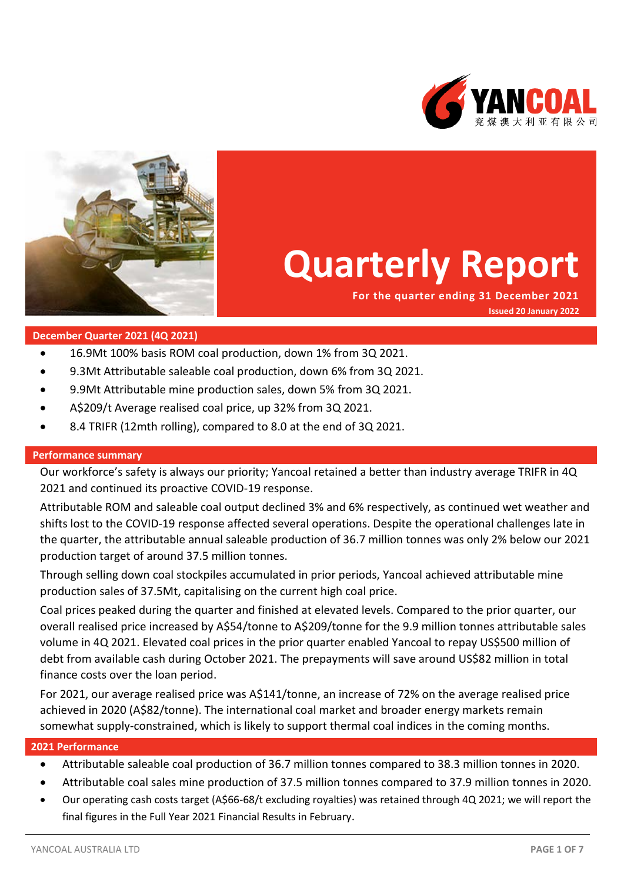# Quarterly Report

**For the quarter ending 31 December 2021**

**Issued 20 January 2022**

## December Quarter 2021 (4Q 2021)

- 16.9Mt 100% basis ROM coal production, down 1% from 3Q 2021.
- 9.3Mt Attributable saleable coal production, down 6% from 3Q 2021.
- 9.9Mt Attributable mine production sales, down 5% from 3Q 2021.
- A$209/t Average realised coal price, up 32% from 3Q 2021.
- 8.4 TRIFR (12mth rolling), compared to 8.0 at the end of 3Q 2021.

## Performance summary

Our workforce's safety is always our priority; Yancoal retained a better than industry average TRIFR in 4Q 2021 and continued its proactive COVID-19 response.

Attributable ROM and saleable coal output declined 3% and 6% respectively, as continued wet weather and shifts lost to the COVID-19 response affected several operations. Despite the operational challenges late in the quarter, the attributable annual saleable production of 36.7 million tonnes was only 2% below our 2021 production target of around 37.5 million tonnes.

Through selling down coal stockpiles accumulated in prior periods, Yancoal achieved attributable mine production sales of 37.5Mt, capitalising on the current high coal price.

Coal prices peaked during the quarter and finished at elevated levels. Compared to the prior quarter, our overall realised price increased by A$54/tonne to A$209/tonne for the 9.9 million tonnes attributable sales volume in 4Q 2021. Elevated coal prices in the prior quarter enabled Yancoal to repay US$500 million of debt from available cash during October 2021. The prepayments will save around US$82 million in total finance costs over the loan period.

For 2021, our average realised price was A$141/tonne, an increase of 72% on the average realised price achieved in 2020 (A$82/tonne). The international coal market and broader energy markets remain somewhat supply-constrained, which is likely to support thermal coal indices in the coming months.

## 2021 Performance

- Attributable saleable coal production of 36.7 million tonnes compared to 38.3 million tonnes in 2020.
- Attributable coal sales mine production of 37.5 million tonnes compared to 37.9 million tonnes in 2020.
- Our operating cash costs target (A$66-68/t excluding royalties) was retained through 4Q 2021; we will report the final figures in the Full Year 2021 Financial Results in February.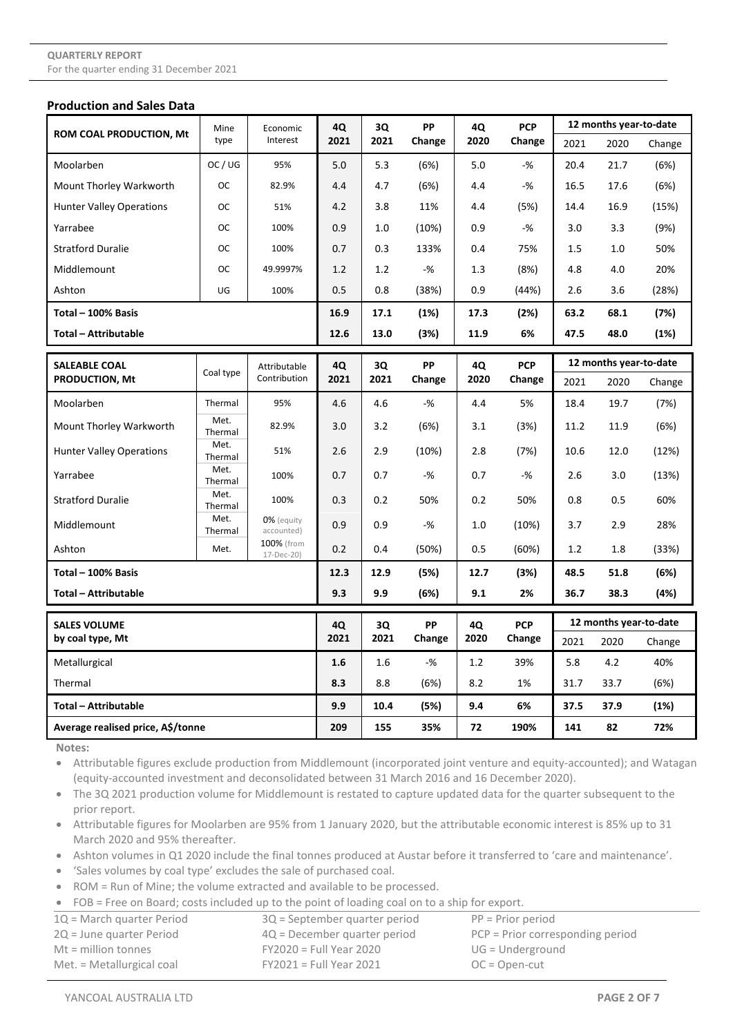**QUARTERLY REPORT**
For the quarter ending 31 December 2021

## Production and Sales Data

| ROM COAL PRODUCTION, Mt | Mine type | Economic Interest | 4Q 2021 | 3Q 2021 | PP Change | 4Q 2020 | PCP Change | 12 months year-to-date | | |
|---|---|---|---|---|---|---|---|---|---|---|
| | | | | | | | | 2021 | 2020 | Change |
| Moolarben | OC / UG | 95% | 5.0 | 5.3 | (6%) | 5.0 | -% | 20.4 | 21.7 | (6%) |
| Mount Thorley Warkworth | OC | 82.9% | 4.4 | 4.7 | (6%) | 4.4 | -% | 16.5 | 17.6 | (6%) |
| Hunter Valley Operations | OC | 51% | 4.2 | 3.8 | 11% | 4.4 | (5%) | 14.4 | 16.9 | (15%) |
| Yarrabee | OC | 100% | 0.9 | 1.0 | (10%) | 0.9 | -% | 3.0 | 3.3 | (9%) |
| Stratford Duralie | OC | 100% | 0.7 | 0.3 | 133% | 0.4 | 75% | 1.5 | 1.0 | 50% |
| Middlemount | OC | 49.9997% | 1.2 | 1.2 | -% | 1.3 | (8%) | 4.8 | 4.0 | 20% |
| Ashton | UG | 100% | 0.5 | 0.8 | (38%) | 0.9 | (44%) | 2.6 | 3.6 | (28%) |
| **Total – 100% Basis** | | | **16.9** | **17.1** | **(1%)** | **17.3** | **(2%)** | **63.2** | **68.1** | **(7%)** |
| **Total – Attributable** | | | **12.6** | **13.0** | **(3%)** | **11.9** | **6%** | **47.5** | **48.0** | **(1%)** |

| SALEABLE COAL PRODUCTION, Mt | Coal type | Attributable Contribution | 4Q 2021 | 3Q 2021 | PP Change | 4Q 2020 | PCP Change | 12 months year-to-date | | |
|---|---|---|---|---|---|---|---|---|---|---|
| | | | | | | | | 2021 | 2020 | Change |
| Moolarben | Thermal | 95% | 4.6 | 4.6 | -% | 4.4 | 5% | 18.4 | 19.7 | (7%) |
| Mount Thorley Warkworth | Met. Thermal | 82.9% | 3.0 | 3.2 | (6%) | 3.1 | (3%) | 11.2 | 11.9 | (6%) |
| Hunter Valley Operations | Met. Thermal | 51% | 2.6 | 2.9 | (10%) | 2.8 | (7%) | 10.6 | 12.0 | (12%) |
| Yarrabee | Met. Thermal | 100% | 0.7 | 0.7 | -% | 0.7 | -% | 2.6 | 3.0 | (13%) |
| Stratford Duralie | Met. Thermal | 100% | 0.3 | 0.2 | 50% | 0.2 | 50% | 0.8 | 0.5 | 60% |
| Middlemount | Met. Thermal | 0% (equity accounted) | 0.9 | 0.9 | -% | 1.0 | (10%) | 3.7 | 2.9 | 28% |
| Ashton | Met. | 100% (from 17-Dec-20) | 0.2 | 0.4 | (50%) | 0.5 | (60%) | 1.2 | 1.8 | (33%) |
| **Total – 100% Basis** | | | **12.3** | **12.9** | **(5%)** | **12.7** | **(3%)** | **48.5** | **51.8** | **(6%)** |
| **Total – Attributable** | | | **9.3** | **9.9** | **(6%)** | **9.1** | **2%** | **36.7** | **38.3** | **(4%)** |

| SALES VOLUME by coal type, Mt | 4Q 2021 | 3Q 2021 | PP Change | 4Q 2020 | PCP Change | 12 months year-to-date | | |
|---|---|---|---|---|---|---|---|---|
| | | | | | | 2021 | 2020 | Change |
| Metallurgical | **1.6** | 1.6 | -% | 1.2 | 39% | 5.8 | 4.2 | 40% |
| Thermal | **8.3** | 8.8 | (6%) | 8.2 | 1% | 31.7 | 33.7 | (6%) |
| **Total – Attributable** | **9.9** | **10.4** | **(5%)** | **9.4** | **6%** | **37.5** | **37.9** | **(1%)** |
| **Average realised price, A$/tonne** | **209** | **155** | **35%** | **72** | **190%** | **141** | **82** | **72%** |

**Notes:**

- Attributable figures exclude production from Middlemount (incorporated joint venture and equity-accounted); and Watagan (equity-accounted investment and deconsolidated between 31 March 2016 and 16 December 2020).
- The 3Q 2021 production volume for Middlemount is restated to capture updated data for the quarter subsequent to the prior report.
- Attributable figures for Moolarben are 95% from 1 January 2020, but the attributable economic interest is 85% up to 31 March 2020 and 95% thereafter.
- Ashton volumes in Q1 2020 include the final tonnes produced at Austar before it transferred to 'care and maintenance'.
- 'Sales volumes by coal type' excludes the sale of purchased coal.
- ROM = Run of Mine; the volume extracted and available to be processed.
- FOB = Free on Board; costs included up to the point of loading coal on to a ship for export.

1Q = March quarter Period
2Q = June quarter Period
Mt = million tonnes
Met. = Metallurgical coal
3Q = September quarter period
4Q = December quarter period
FY2020 = Full Year 2020
FY2021 = Full Year 2021
PP = Prior period
PCP = Prior corresponding period
UG = Underground
OC = Open-cut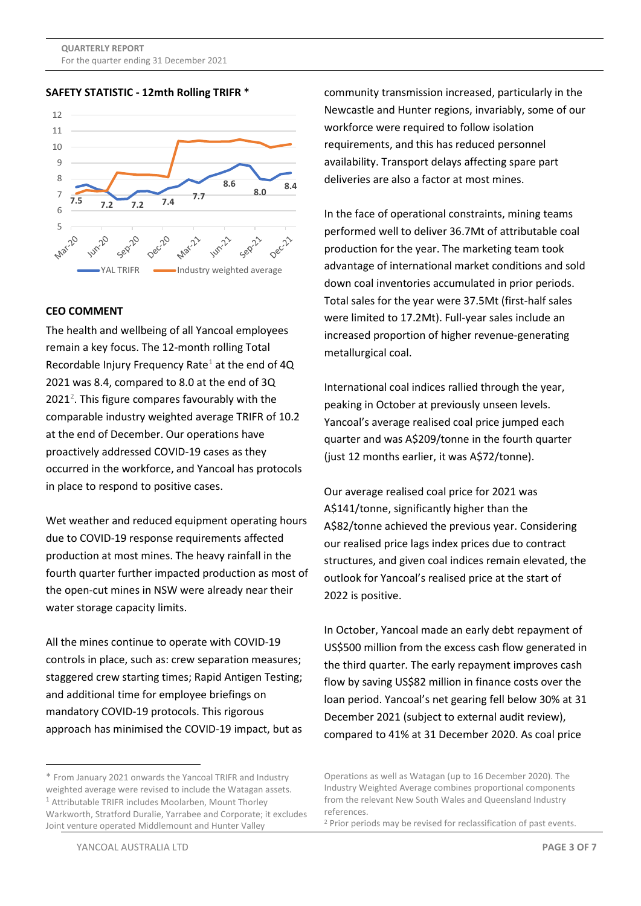## SAFETY STATISTIC - 12mth Rolling TRIFR *

## CEO COMMENT

The health and wellbeing of all Yancoal employees remain a key focus. The 12-month rolling Total Recordable Injury Frequency Rate[1] at the end of 4Q 2021 was 8.4, compared to 8.0 at the end of 3Q 2021[2]. This figure compares favourably with the comparable industry weighted average TRIFR of 10.2 at the end of December. Our operations have proactively addressed COVID-19 cases as they occurred in the workforce, and Yancoal has protocols in place to respond to positive cases.

Wet weather and reduced equipment operating hours due to COVID-19 response requirements affected production at most mines. The heavy rainfall in the fourth quarter further impacted production as most of the open-cut mines in NSW were already near their water storage capacity limits.

All the mines continue to operate with COVID-19 controls in place, such as: crew separation measures; staggered crew starting times; Rapid Antigen Testing; and additional time for employee briefings on mandatory COVID-19 protocols. This rigorous approach has minimised the COVID-19 impact, but as community transmission increased, particularly in the Newcastle and Hunter regions, invariably, some of our workforce were required to follow isolation requirements, and this has reduced personnel availability. Transport delays affecting spare part deliveries are also a factor at most mines.

In the face of operational constraints, mining teams performed well to deliver 36.7Mt of attributable coal production for the year. The marketing team took advantage of international market conditions and sold down coal inventories accumulated in prior periods. Total sales for the year were 37.5Mt (first-half sales were limited to 17.2Mt). Full-year sales include an increased proportion of higher revenue-generating metallurgical coal.

International coal indices rallied through the year, peaking in October at previously unseen levels. Yancoal's average realised coal price jumped each quarter and was A$209/tonne in the fourth quarter (just 12 months earlier, it was A$72/tonne).

Our average realised coal price for 2021 was A$141/tonne, significantly higher than the A$82/tonne achieved the previous year. Considering our realised price lags index prices due to contract structures, and given coal indices remain elevated, the outlook for Yancoal's realised price at the start of 2022 is positive.

In October, Yancoal made an early debt repayment of US$500 million from the excess cash flow generated in the third quarter. The early repayment improves cash flow by saving US$82 million in finance costs over the loan period. Yancoal's net gearing fell below 30% at 31 December 2021 (subject to external audit review), compared to 41% at 31 December 2020. As coal price

---

\* From January 2021 onwards the Yancoal TRIFR and Industry weighted average were revised to include the Watagan assets.

[1] Attributable TRIFR includes Moolarben, Mount Thorley Warkworth, Stratford Duralie, Yarrabee and Corporate; it excludes Joint venture operated Middlemount and Hunter Valley Operations as well as Watagan (up to 16 December 2020). The Industry Weighted Average combines proportional components from the relevant New South Wales and Queensland Industry references.

[2] Prior periods may be revised for reclassification of past events.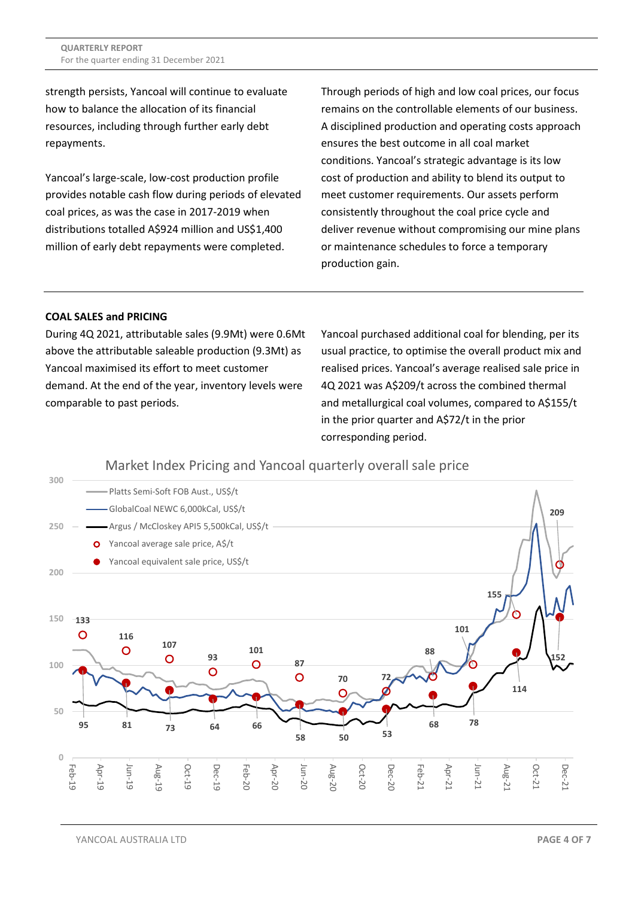strength persists, Yancoal will continue to evaluate how to balance the allocation of its financial resources, including through further early debt repayments.

Yancoal's large-scale, low-cost production profile provides notable cash flow during periods of elevated coal prices, as was the case in 2017-2019 when distributions totalled A$924 million and US$1,400 million of early debt repayments were completed.

Through periods of high and low coal prices, our focus remains on the controllable elements of our business. A disciplined production and operating costs approach ensures the best outcome in all coal market conditions. Yancoal's strategic advantage is its low cost of production and ability to blend its output to meet customer requirements. Our assets perform consistently throughout the coal price cycle and deliver revenue without compromising our mine plans or maintenance schedules to force a temporary production gain.

## COAL SALES and PRICING

During 4Q 2021, attributable sales (9.9Mt) were 0.6Mt above the attributable saleable production (9.3Mt) as Yancoal maximised its effort to meet customer demand. At the end of the year, inventory levels were comparable to past periods.

Yancoal purchased additional coal for blending, per its usual practice, to optimise the overall product mix and realised prices. Yancoal's average realised sale price in 4Q 2021 was A$209/t across the combined thermal and metallurgical coal volumes, compared to A$155/t in the prior quarter and A$72/t in the prior corresponding period.

Market Index Pricing and Yancoal quarterly overall sale price

| Quarter | Yancoal average sale price, A$/t | Yancoal equivalent sale price, US$/t |
|---|---|---|
| Feb-19 | 133 | 95 |
| Jun-19 | 116 | 81 |
| Aug-19 | 107 | 73 |
| Dec-19 | 93 | 64 |
| Feb-20 | 101 | 66 |
| Jun-20 | 87 | 58 |
| Aug-20 | 70 | 50 |
| Dec-20 | 72 | 53 |
| Mar-21 | 88 | 68 |
| Jun-21 | 101 | 78 |
| Sep-21 | 155 | 114 |
| Dec-21 | 209 | 152 |

Legend: Platts Semi-Soft FOB Aust., US$/t; GlobalCoal NEWC 6,000kCal, US$/t; Argus / McCloskey API5 5,500kCal, US$/t; Yancoal average sale price, A$/t; Yancoal equivalent sale price, US$/t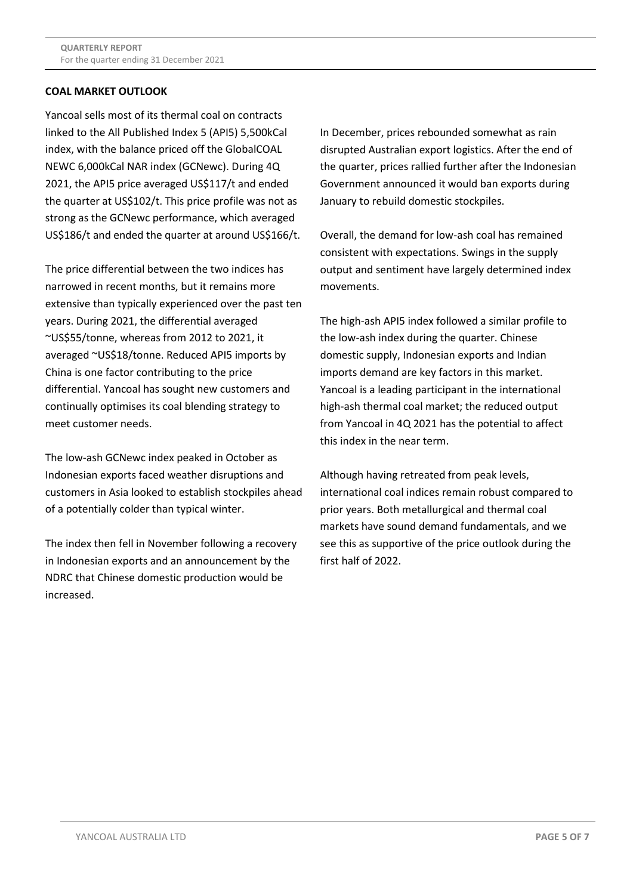## COAL MARKET OUTLOOK

Yancoal sells most of its thermal coal on contracts linked to the All Published Index 5 (API5) 5,500kCal index, with the balance priced off the GlobalCOAL NEWC 6,000kCal NAR index (GCNewc). During 4Q 2021, the API5 price averaged US$117/t and ended the quarter at US$102/t. This price profile was not as strong as the GCNewc performance, which averaged US$186/t and ended the quarter at around US$166/t.

The price differential between the two indices has narrowed in recent months, but it remains more extensive than typically experienced over the past ten years. During 2021, the differential averaged ~US$55/tonne, whereas from 2012 to 2021, it averaged ~US$18/tonne. Reduced API5 imports by China is one factor contributing to the price differential. Yancoal has sought new customers and continually optimises its coal blending strategy to meet customer needs.

The low-ash GCNewc index peaked in October as Indonesian exports faced weather disruptions and customers in Asia looked to establish stockpiles ahead of a potentially colder than typical winter.

The index then fell in November following a recovery in Indonesian exports and an announcement by the NDRC that Chinese domestic production would be increased.

In December, prices rebounded somewhat as rain disrupted Australian export logistics. After the end of the quarter, prices rallied further after the Indonesian Government announced it would ban exports during January to rebuild domestic stockpiles.

Overall, the demand for low-ash coal has remained consistent with expectations. Swings in the supply output and sentiment have largely determined index movements.

The high-ash API5 index followed a similar profile to the low-ash index during the quarter. Chinese domestic supply, Indonesian exports and Indian imports demand are key factors in this market. Yancoal is a leading participant in the international high-ash thermal coal market; the reduced output from Yancoal in 4Q 2021 has the potential to affect this index in the near term.

Although having retreated from peak levels, international coal indices remain robust compared to prior years. Both metallurgical and thermal coal markets have sound demand fundamentals, and we see this as supportive of the price outlook during the first half of 2022.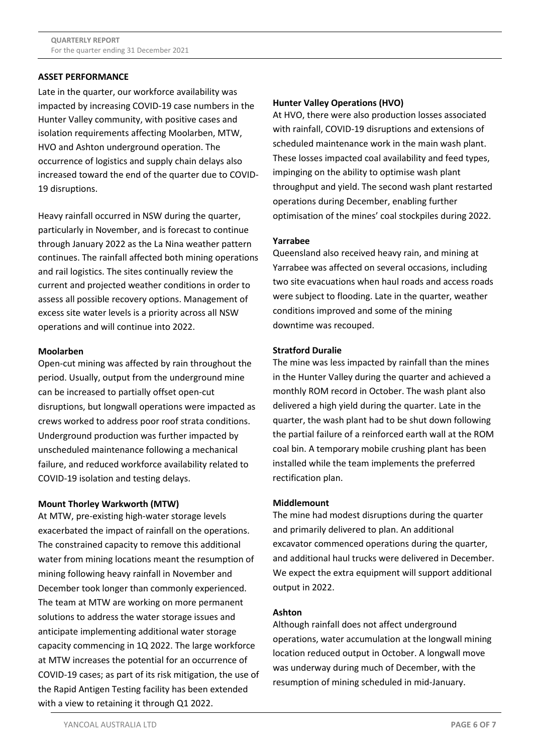## ASSET PERFORMANCE

Late in the quarter, our workforce availability was impacted by increasing COVID-19 case numbers in the Hunter Valley community, with positive cases and isolation requirements affecting Moolarben, MTW, HVO and Ashton underground operation. The occurrence of logistics and supply chain delays also increased toward the end of the quarter due to COVID-19 disruptions.

Heavy rainfall occurred in NSW during the quarter, particularly in November, and is forecast to continue through January 2022 as the La Nina weather pattern continues. The rainfall affected both mining operations and rail logistics. The sites continually review the current and projected weather conditions in order to assess all possible recovery options. Management of excess site water levels is a priority across all NSW operations and will continue into 2022.

### Moolarben

Open-cut mining was affected by rain throughout the period. Usually, output from the underground mine can be increased to partially offset open-cut disruptions, but longwall operations were impacted as crews worked to address poor roof strata conditions. Underground production was further impacted by unscheduled maintenance following a mechanical failure, and reduced workforce availability related to COVID-19 isolation and testing delays.

### Mount Thorley Warkworth (MTW)

At MTW, pre-existing high-water storage levels exacerbated the impact of rainfall on the operations. The constrained capacity to remove this additional water from mining locations meant the resumption of mining following heavy rainfall in November and December took longer than commonly experienced. The team at MTW are working on more permanent solutions to address the water storage issues and anticipate implementing additional water storage capacity commencing in 1Q 2022. The large workforce at MTW increases the potential for an occurrence of COVID-19 cases; as part of its risk mitigation, the use of the Rapid Antigen Testing facility has been extended with a view to retaining it through Q1 2022.

### Hunter Valley Operations (HVO)

At HVO, there were also production losses associated with rainfall, COVID-19 disruptions and extensions of scheduled maintenance work in the main wash plant. These losses impacted coal availability and feed types, impinging on the ability to optimise wash plant throughput and yield. The second wash plant restarted operations during December, enabling further optimisation of the mines' coal stockpiles during 2022.

### Yarrabee

Queensland also received heavy rain, and mining at Yarrabee was affected on several occasions, including two site evacuations when haul roads and access roads were subject to flooding. Late in the quarter, weather conditions improved and some of the mining downtime was recouped.

### Stratford Duralie

The mine was less impacted by rainfall than the mines in the Hunter Valley during the quarter and achieved a monthly ROM record in October. The wash plant also delivered a high yield during the quarter. Late in the quarter, the wash plant had to be shut down following the partial failure of a reinforced earth wall at the ROM coal bin. A temporary mobile crushing plant has been installed while the team implements the preferred rectification plan.

### Middlemount

The mine had modest disruptions during the quarter and primarily delivered to plan. An additional excavator commenced operations during the quarter, and additional haul trucks were delivered in December. We expect the extra equipment will support additional output in 2022.

### Ashton

Although rainfall does not affect underground operations, water accumulation at the longwall mining location reduced output in October. A longwall move was underway during much of December, with the resumption of mining scheduled in mid-January.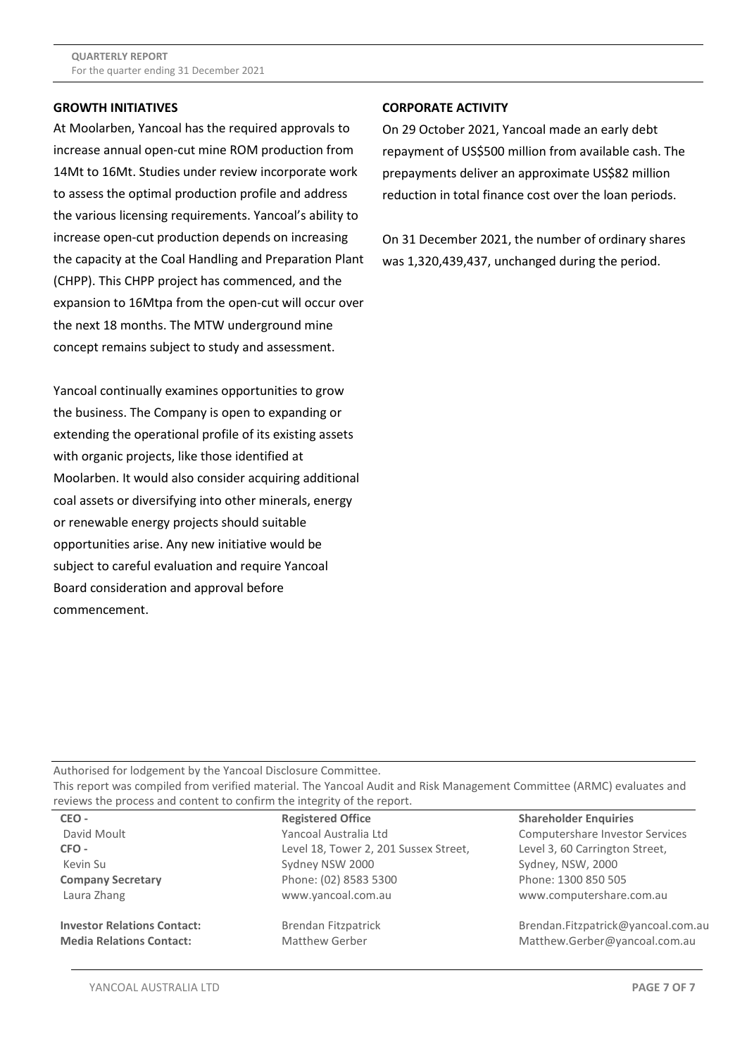## GROWTH INITIATIVES

At Moolarben, Yancoal has the required approvals to increase annual open-cut mine ROM production from 14Mt to 16Mt. Studies under review incorporate work to assess the optimal production profile and address the various licensing requirements. Yancoal's ability to increase open-cut production depends on increasing the capacity at the Coal Handling and Preparation Plant (CHPP). This CHPP project has commenced, and the expansion to 16Mtpa from the open-cut will occur over the next 18 months. The MTW underground mine concept remains subject to study and assessment.

Yancoal continually examines opportunities to grow the business. The Company is open to expanding or extending the operational profile of its existing assets with organic projects, like those identified at Moolarben. It would also consider acquiring additional coal assets or diversifying into other minerals, energy or renewable energy projects should suitable opportunities arise. Any new initiative would be subject to careful evaluation and require Yancoal Board consideration and approval before commencement.

## CORPORATE ACTIVITY

On 29 October 2021, Yancoal made an early debt repayment of US$500 million from available cash. The prepayments deliver an approximate US$82 million reduction in total finance cost over the loan periods.

On 31 December 2021, the number of ordinary shares was 1,320,439,437, unchanged during the period.

---

Authorised for lodgement by the Yancoal Disclosure Committee.
This report was compiled from verified material. The Yancoal Audit and Risk Management Committee (ARMC) evaluates and reviews the process and content to confirm the integrity of the report.

| | | |
|---|---|---|
| **CEO -** | **Registered Office** | **Shareholder Enquiries** |
| David Moult | Yancoal Australia Ltd | Computershare Investor Services |
| **CFO -** | Level 18, Tower 2, 201 Sussex Street, | Level 3, 60 Carrington Street, |
| Kevin Su | Sydney NSW 2000 | Sydney, NSW, 2000 |
| **Company Secretary** | Phone: (02) 8583 5300 | Phone: 1300 850 505 |
| Laura Zhang | www.yancoal.com.au | www.computershare.com.au |
| **Investor Relations Contact:** | Brendan Fitzpatrick | Brendan.Fitzpatrick@yancoal.com.au |
| **Media Relations Contact:** | Matthew Gerber | Matthew.Gerber@yancoal.com.au |